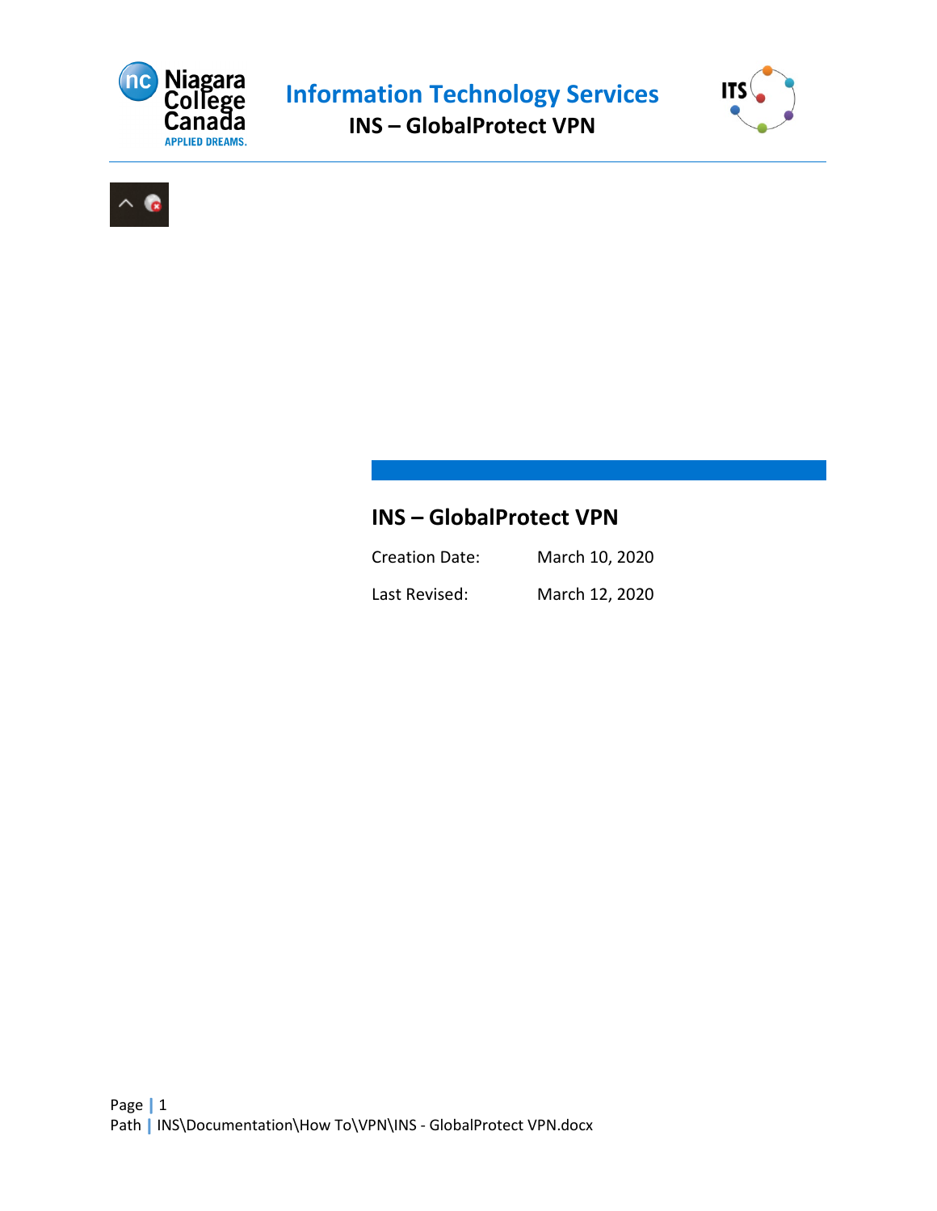# INS – GlobalProtect VPN

Creation Date: March 10, 2020

Last Revised: March 12, 2020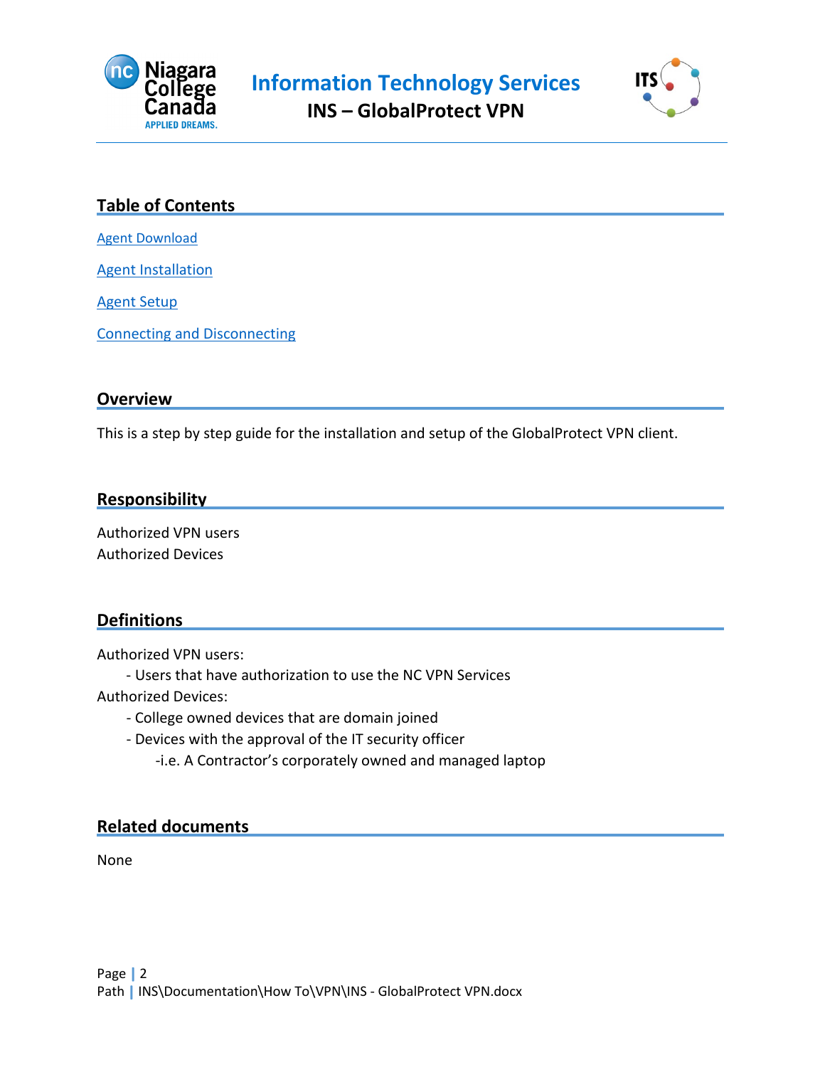## Table of Contents

Agent Download

Agent Installation

Agent Setup

Connecting and Disconnecting

## Overview

This is a step by step guide for the installation and setup of the GlobalProtect VPN client.

## Responsibility

Authorized VPN users
Authorized Devices

## Definitions

Authorized VPN users:
- Users that have authorization to use the NC VPN Services

Authorized Devices:
- College owned devices that are domain joined
- Devices with the approval of the IT security officer
    - i.e. A Contractor's corporately owned and managed laptop

## Related documents

None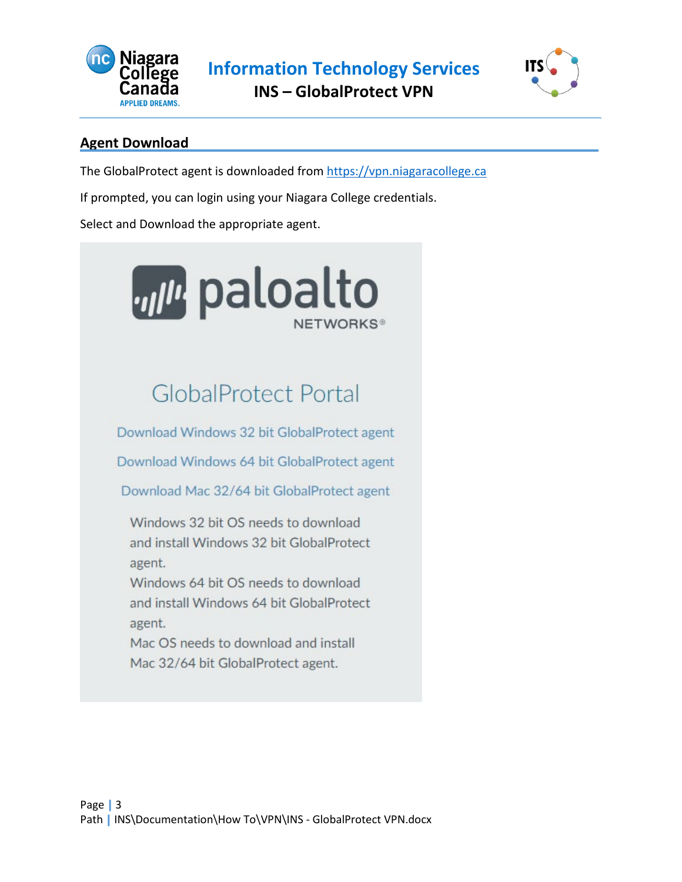## Agent Download

The GlobalProtect agent is downloaded from https://vpn.niagaracollege.ca

If prompted, you can login using your Niagara College credentials.

Select and Download the appropriate agent.

paloalto NETWORKS

GlobalProtect Portal

Download Windows 32 bit GlobalProtect agent

Download Windows 64 bit GlobalProtect agent

Download Mac 32/64 bit GlobalProtect agent

Windows 32 bit OS needs to download and install Windows 32 bit GlobalProtect agent.
Windows 64 bit OS needs to download and install Windows 64 bit GlobalProtect agent.
Mac OS needs to download and install Mac 32/64 bit GlobalProtect agent.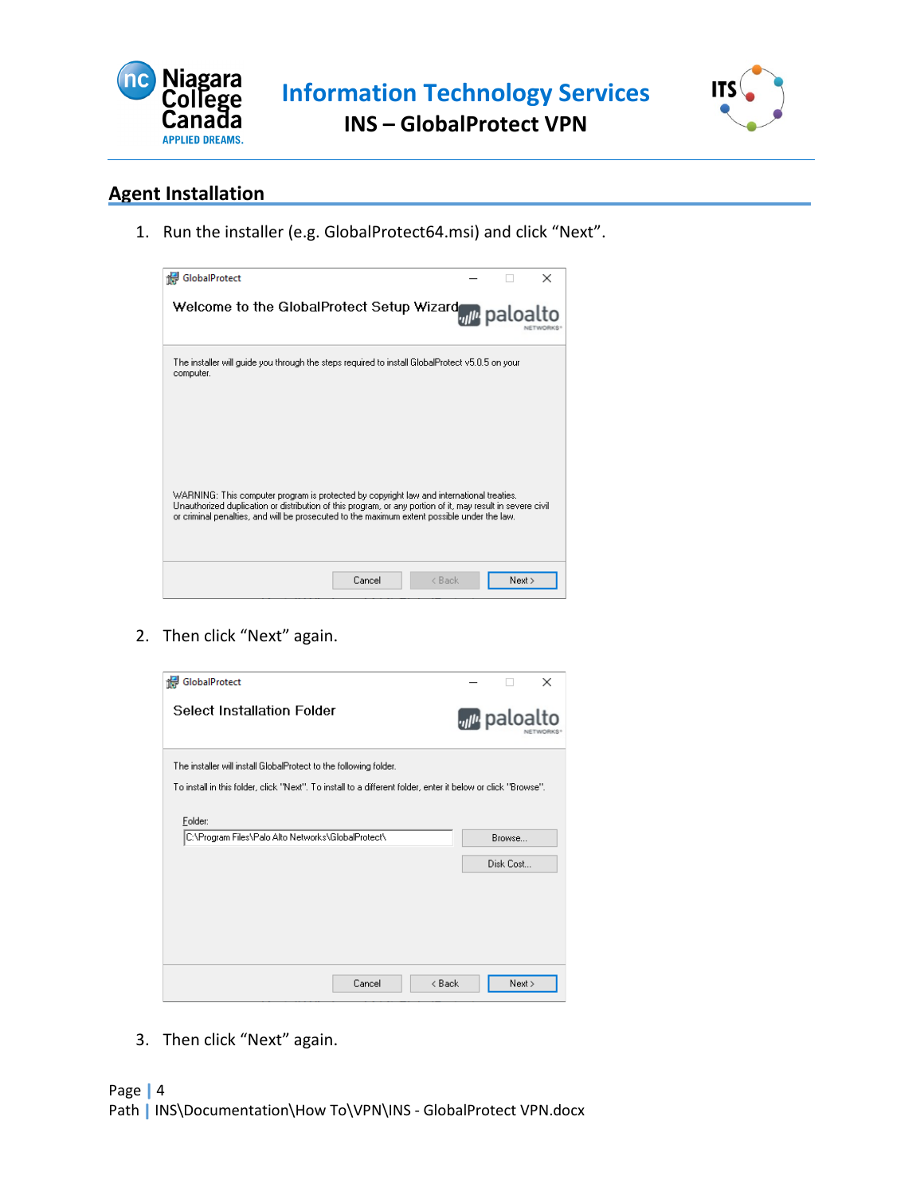## Agent Installation

1. Run the installer (e.g. GlobalProtect64.msi) and click “Next”.

GlobalProtect

Welcome to the GlobalProtect Setup Wizard

paloalto NETWORKS

The installer will guide you through the steps required to install GlobalProtect v5.0.5 on your computer.

WARNING: This computer program is protected by copyright law and international treaties. Unauthorized duplication or distribution of this program, or any portion of it, may result in severe civil or criminal penalties, and will be prosecuted to the maximum extent possible under the law.

Cancel | < Back | Next >

2. Then click “Next” again.

GlobalProtect

Select Installation Folder

paloalto NETWORKS

The installer will install GlobalProtect to the following folder.

To install in this folder, click "Next". To install to a different folder, enter it below or click "Browse".

Folder:

C:\Program Files\Palo Alto Networks\GlobalProtect\

Browse...

Disk Cost...

Cancel | < Back | Next >

3. Then click “Next” again.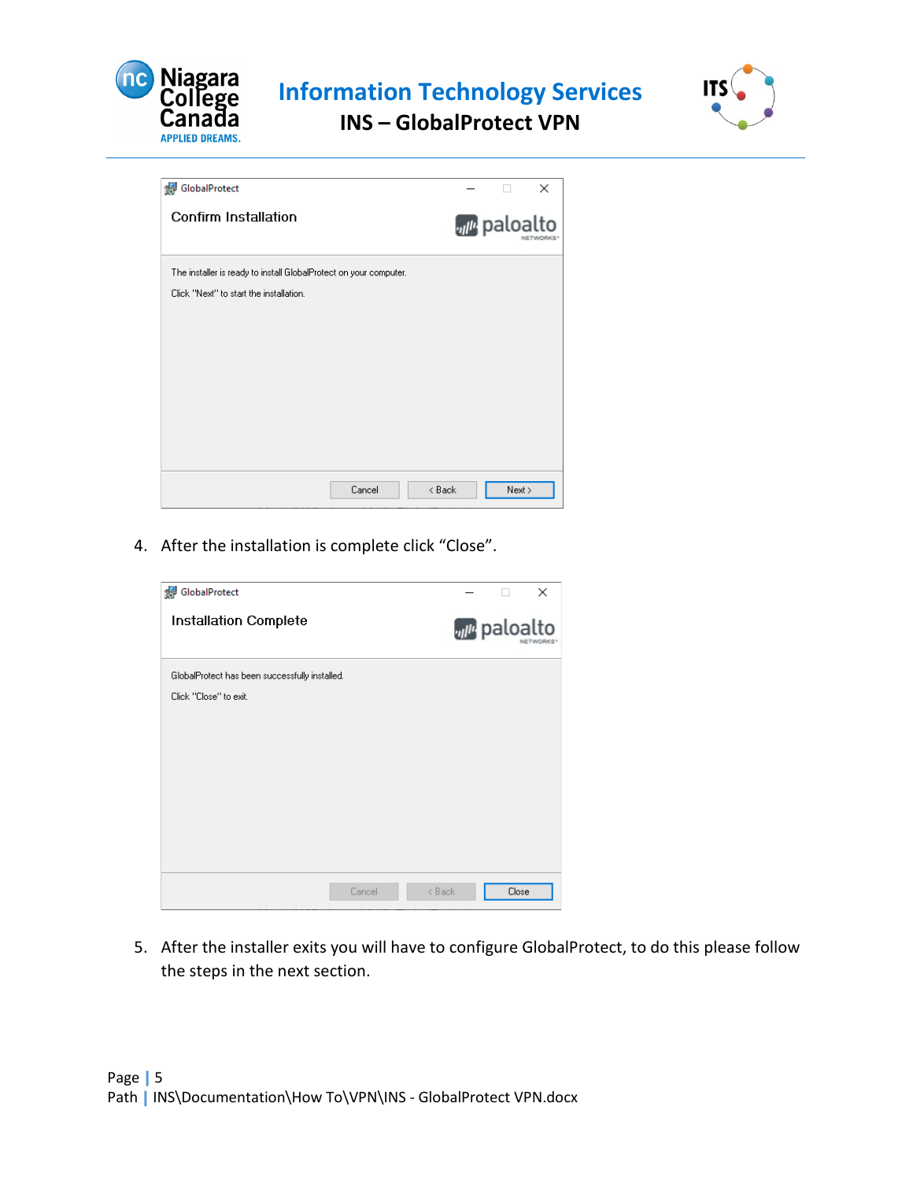4. After the installation is complete click “Close”.

5. After the installer exits you will have to configure GlobalProtect, to do this please follow the steps in the next section.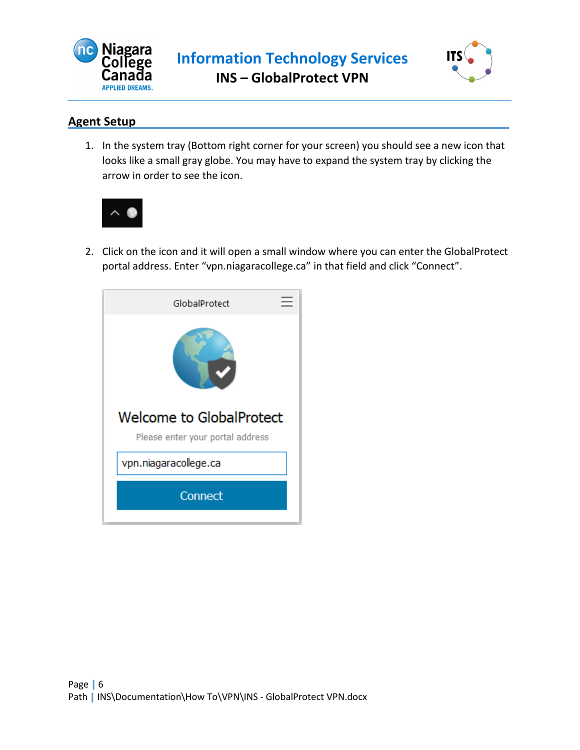## Agent Setup

1. In the system tray (Bottom right corner for your screen) you should see a new icon that looks like a small gray globe. You may have to expand the system tray by clicking the arrow in order to see the icon.

2. Click on the icon and it will open a small window where you can enter the GlobalProtect portal address. Enter “vpn.niagaracollege.ca” in that field and click “Connect”.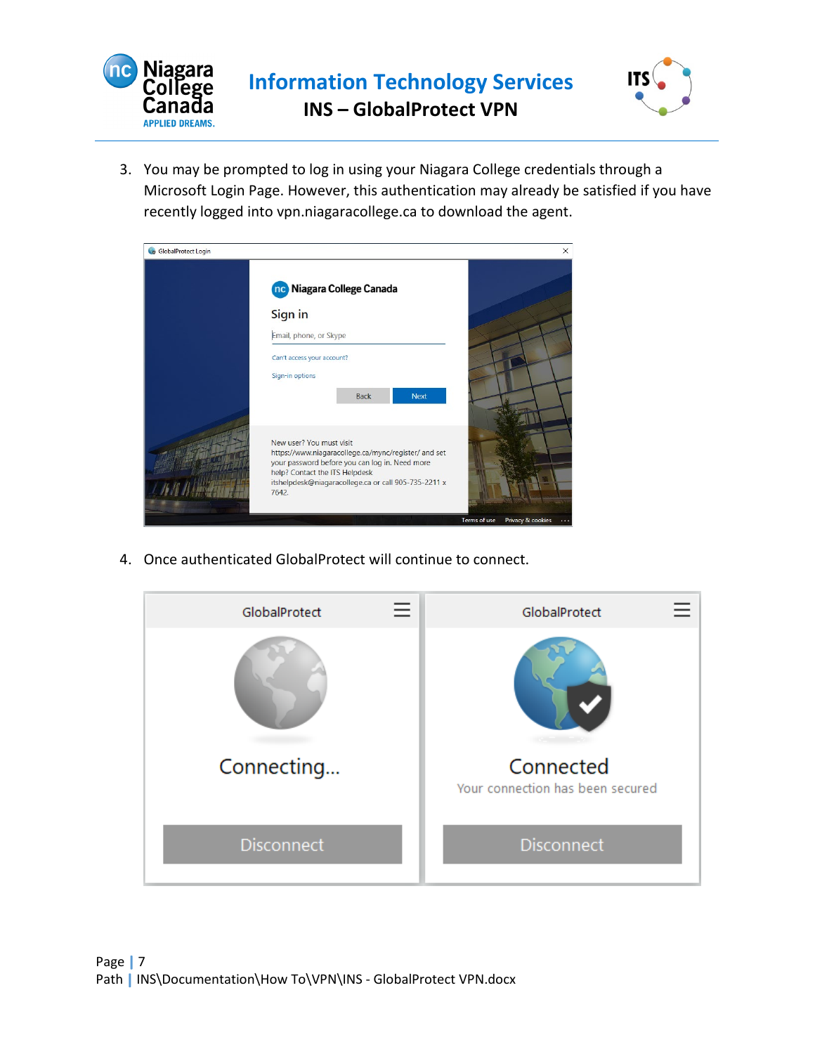3. You may be prompted to log in using your Niagara College credentials through a Microsoft Login Page. However, this authentication may already be satisfied if you have recently logged into vpn.niagaracollege.ca to download the agent.

4. Once authenticated GlobalProtect will continue to connect.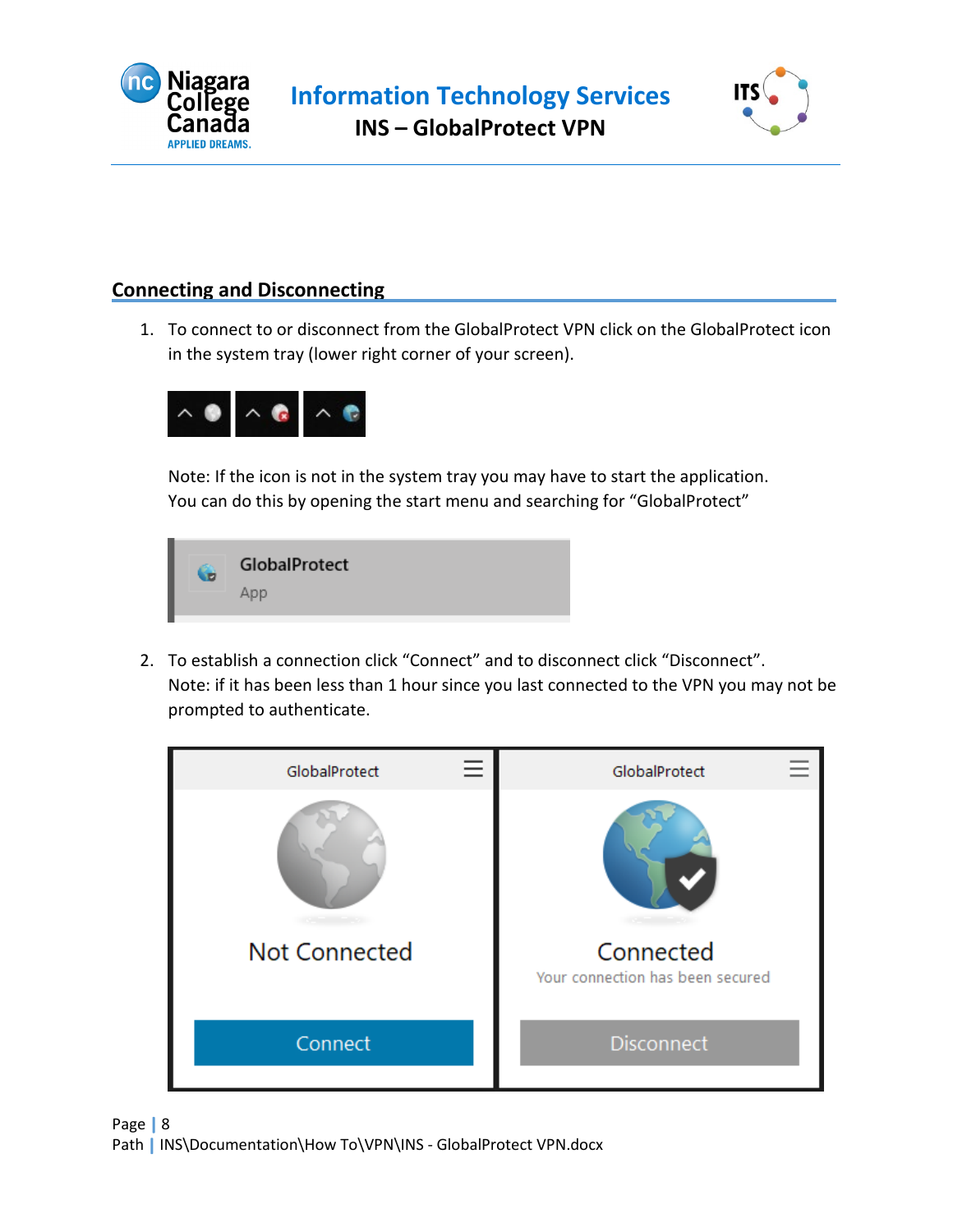## Connecting and Disconnecting

1. To connect to or disconnect from the GlobalProtect VPN click on the GlobalProtect icon in the system tray (lower right corner of your screen).

   Note: If the icon is not in the system tray you may have to start the application. You can do this by opening the start menu and searching for "GlobalProtect"

2. To establish a connection click "Connect" and to disconnect click "Disconnect".
   Note: if it has been less than 1 hour since you last connected to the VPN you may not be prompted to authenticate.